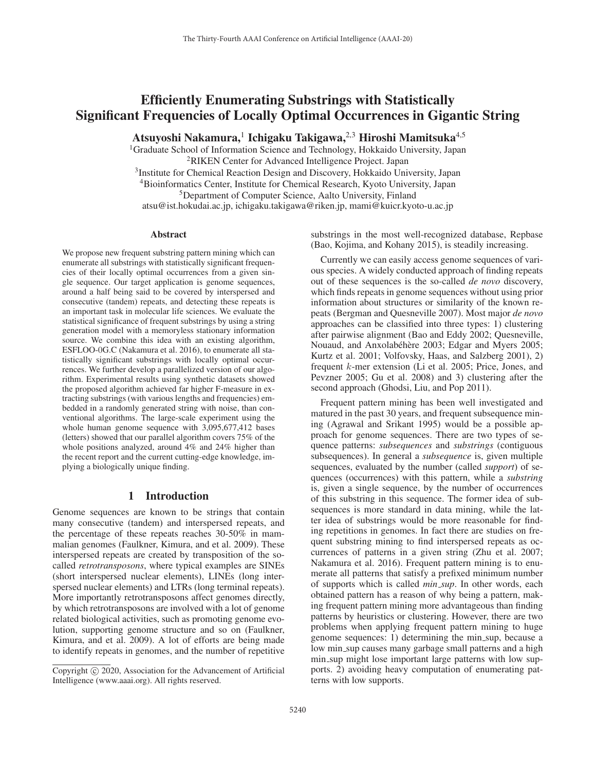# Efficiently Enumerating Substrings with Statistically Significant Frequencies of Locally Optimal Occurrences in Gigantic String

**Atsuyoshi Nakamura,[1] Ichigaku Takigawa,[2,3] Hiroshi Mamitsuka[4,5]**

[1]Graduate School of Information Science and Technology, Hokkaido University, Japan
[2]RIKEN Center for Advanced Intelligence Project. Japan
[3]Institute for Chemical Reaction Design and Discovery, Hokkaido University, Japan
[4]Bioinformatics Center, Institute for Chemical Research, Kyoto University, Japan
[5]Department of Computer Science, Aalto University, Finland
atsu@ist.hokudai.ac.jp, ichigaku.takigawa@riken.jp, mami@kuicr.kyoto-u.ac.jp

## Abstract

We propose new frequent substring pattern mining which can enumerate all substrings with statistically significant frequencies of their locally optimal occurrences from a given single sequence. Our target application is genome sequences, around a half being said to be covered by interspersed and consecutive (tandem) repeats, and detecting these repeats is an important task in molecular life sciences. We evaluate the statistical significance of frequent substrings by using a string generation model with a memoryless stationary information source. We combine this idea with an existing algorithm, ESFLOO-0G.C (Nakamura et al. 2016), to enumerate all statistically significant substrings with locally optimal occurrences. We further develop a parallelized version of our algorithm. Experimental results using synthetic datasets showed the proposed algorithm achieved far higher F-measure in extracting substrings (with various lengths and frequencies) embedded in a randomly generated string with noise, than conventional algorithms. The large-scale experiment using the whole human genome sequence with 3,095,677,412 bases (letters) showed that our parallel algorithm covers 75% of the whole positions analyzed, around 4% and 24% higher than the recent report and the current cutting-edge knowledge, implying a biologically unique finding.

## 1 Introduction

Genome sequences are known to be strings that contain many consecutive (tandem) and interspersed repeats, and the percentage of these repeats reaches 30-50% in mammalian genomes (Faulkner, Kimura, and et al. 2009). These interspersed repeats are created by transposition of the so-called *retrotransposons*, where typical examples are SINEs (short interspersed nuclear elements), LINEs (long interspersed nuclear elements) and LTRs (long terminal repeats). More importantly retrotransposons affect genomes directly, by which retrotransposons are involved with a lot of genome related biological activities, such as promoting genome evolution, supporting genome structure and so on (Faulkner, Kimura, and et al. 2009). A lot of efforts are being made to identify repeats in genomes, and the number of repetitive substrings in the most well-recognized database, Repbase (Bao, Kojima, and Kohany 2015), is steadily increasing.

Currently we can easily access genome sequences of various species. A widely conducted approach of finding repeats out of these sequences is the so-called *de novo* discovery, which finds repeats in genome sequences without using prior information about structures or similarity of the known repeats (Bergman and Quesneville 2007). Most major *de novo* approaches can be classified into three types: 1) clustering after pairwise alignment (Bao and Eddy 2002; Quesneville, Nouaud, and Anxolabéhère 2003; Edgar and Myers 2005; Kurtz et al. 2001; Volfovsky, Haas, and Salzberg 2001), 2) frequent $k$-mer extension (Li et al. 2005; Price, Jones, and Pevzner 2005; Gu et al. 2008) and 3) clustering after the second approach (Ghodsi, Liu, and Pop 2011).

Frequent pattern mining has been well investigated and matured in the past 30 years, and frequent subsequence mining (Agrawal and Srikant 1995) would be a possible approach for genome sequences. There are two types of sequence patterns: *subsequences* and *substrings* (contiguous subsequences). In general a *subsequence* is, given multiple sequences, evaluated by the number (called *support*) of sequences (occurrences) with this pattern, while a *substring* is, given a single sequence, by the number of occurrences of this substring in this sequence. The former idea of subsequences is more standard in data mining, while the latter idea of substrings would be more reasonable for finding repetitions in genomes. In fact there are studies on frequent substring mining to find interspersed repeats as occurrences of patterns in a given string (Zhu et al. 2007; Nakamura et al. 2016). Frequent pattern mining is to enumerate all patterns that satisfy a prefixed minimum number of supports which is called *min_sup*. In other words, each obtained pattern has a reason of why being a pattern, making frequent pattern mining more advantageous than finding patterns by heuristics or clustering. However, there are two problems when applying frequent pattern mining to huge genome sequences: 1) determining the min_sup, because a low min_sup causes many garbage small patterns and a high min_sup might lose important large patterns with low supports. 2) avoiding heavy computation of enumerating patterns with low supports.

Copyright © 2020, Association for the Advancement of Artificial Intelligence (www.aaai.org). All rights reserved.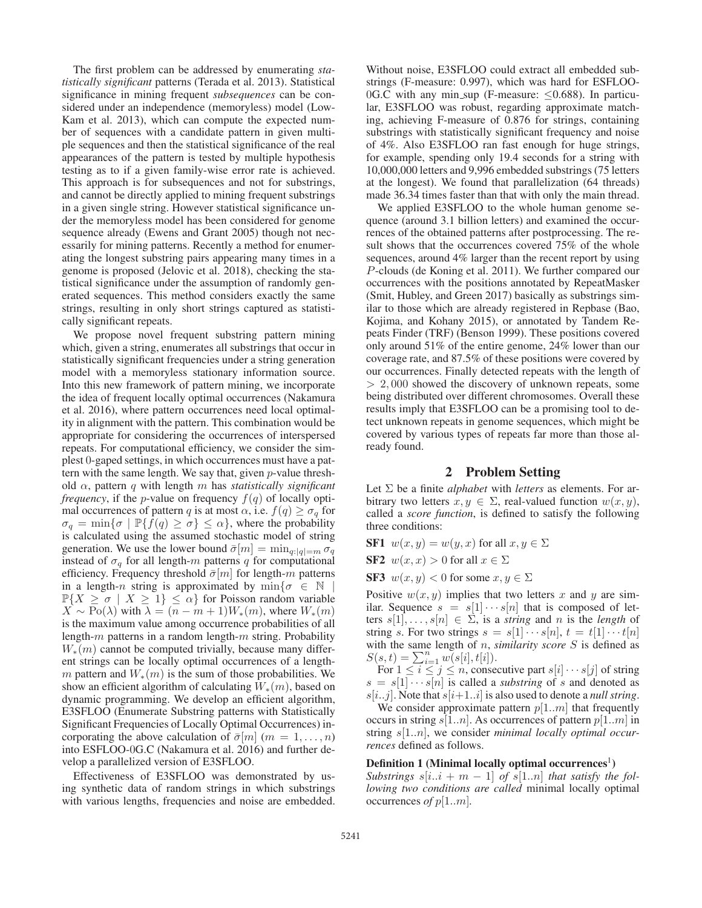The first problem can be addressed by enumerating *statistically significant* patterns (Terada et al. 2013). Statistical significance in mining frequent *subsequences* can be considered under an independence (memoryless) model (Low-Kam et al. 2013), which can compute the expected number of sequences with a candidate pattern in given multiple sequences and then the statistical significance of the real appearances of the pattern is tested by multiple hypothesis testing as to if a given family-wise error rate is achieved. This approach is for subsequences and not for substrings, and cannot be directly applied to mining frequent substrings in a given single string. However statistical significance under the memoryless model has been considered for genome sequence already (Ewens and Grant 2005) though not necessarily for mining patterns. Recently a method for enumerating the longest substring pairs appearing many times in a genome is proposed (Jelovic et al. 2018), checking the statistical significance under the assumption of randomly generated sequences. This method considers exactly the same strings, resulting in only short strings captured as statistically significant repeats.

We propose novel frequent substring pattern mining which, given a string, enumerates all substrings that occur in statistically significant frequencies under a string generation model with a memoryless stationary information source. Into this new framework of pattern mining, we incorporate the idea of frequent locally optimal occurrences (Nakamura et al. 2016), where pattern occurrences need local optimality in alignment with the pattern. This combination would be appropriate for considering the occurrences of interspersed repeats. For computational efficiency, we consider the simplest 0-gaped settings, in which occurrences must have a pattern with the same length. We say that, given $p$-value threshold $\alpha$, pattern $q$ with length $m$ has *statistically significant frequency*, if the $p$-value on frequency $f(q)$ of locally optimal occurrences of pattern $q$ is at most $\alpha$, i.e. $f(q) \geq \sigma_q$ for $\sigma_q = \min\{\sigma \mid \mathbb{P}\{f(q) \geq \sigma\} \leq \alpha\}$, where the probability is calculated using the assumed stochastic model of string generation. We use the lower bound $\bar{\sigma}[m] = \min_{q:|q|=m} \sigma_q$ instead of $\sigma_q$ for all length-$m$ patterns $q$ for computational efficiency. Frequency threshold $\bar{\sigma}[m]$ for length-$m$ patterns in a length-$n$ string is approximated by $\min\{\sigma \in \mathbb{N} \mid \mathbb{P}\{X \geq \sigma \mid X \geq 1\} \leq \alpha\}$ for Poisson random variable $X \sim \mathrm{Po}(\lambda)$ with $\lambda = (n - m + 1)W_*(m)$, where $W_*(m)$ is the maximum value among occurrence probabilities of all length-$m$ patterns in a random length-$m$ string. Probability $W_*(m)$ cannot be computed trivially, because many different strings can be locally optimal occurrences of a length-$m$ pattern and $W_*(m)$ is the sum of those probabilities. We show an efficient algorithm of calculating $W_*(m)$, based on dynamic programming. We develop an efficient algorithm, E3SFLOO (Enumerate Substring patterns with Statistically Significant Frequencies of Locally Optimal Occurrences) incorporating the above calculation of $\bar{\sigma}[m]$ $(m = 1, \ldots, n)$ into ESFLOO-0G.C (Nakamura et al. 2016) and further develop a parallelized version of E3SFLOO.

Effectiveness of E3SFLOO was demonstrated by using synthetic data of random strings in which substrings with various lengths, frequencies and noise are embedded. Without noise, E3SFLOO could extract all embedded substrings (F-measure: 0.997), which was hard for ESFLOO-0G.C with any min_sup (F-measure: $\leq$0.688). In particular, E3SFLOO was robust, regarding approximate matching, achieving F-measure of 0.876 for strings, containing substrings with statistically significant frequency and noise of 4%. Also E3SFLOO ran fast enough for huge strings, for example, spending only 19.4 seconds for a string with 10,000,000 letters and 9,996 embedded substrings (75 letters at the longest). We found that parallelization (64 threads) made 36.34 times faster than that with only the main thread.

We applied E3SFLOO to the whole human genome sequence (around 3.1 billion letters) and examined the occurrences of the obtained patterns after postprocessing. The result shows that the occurrences covered 75% of the whole sequences, around 4% larger than the recent report by using $P$-clouds (de Koning et al. 2011). We further compared our occurrences with the positions annotated by RepeatMasker (Smit, Hubley, and Green 2017) basically as substrings similar to those which are already registered in Repbase (Bao, Kojima, and Kohany 2015), or annotated by Tandem Repeats Finder (TRF) (Benson 1999). These positions covered only around 51% of the entire genome, 24% lower than our coverage rate, and 87.5% of these positions were covered by our occurrences. Finally detected repeats with the length of $> 2,000$ showed the discovery of unknown repeats, some being distributed over different chromosomes. Overall these results imply that E3SFLOO can be a promising tool to detect unknown repeats in genome sequences, which might be covered by various types of repeats far more than those already found.

## 2 Problem Setting

Let $\Sigma$ be a finite *alphabet* with *letters* as elements. For arbitrary two letters $x, y \in \Sigma$, real-valued function $w(x, y)$, called a *score function*, is defined to satisfy the following three conditions:

**SF1** $w(x, y) = w(y, x)$ for all $x, y \in \Sigma$

**SF2** $w(x, x) > 0$ for all $x \in \Sigma$

**SF3** $w(x, y) < 0$ for some $x, y \in \Sigma$

Positive $w(x, y)$ implies that two letters $x$ and $y$ are similar. Sequence $s = s[1] \cdots s[n]$ that is composed of letters $s[1], \ldots, s[n] \in \Sigma$, is a *string* and $n$ is the *length* of string $s$. For two strings $s = s[1] \cdots s[n]$, $t = t[1] \cdots t[n]$ with the same length of $n$, *similarity score* $S$ is defined as $S(s, t) = \sum_{i=1}^{n} w(s[i], t[i])$.

For $1 \leq i \leq j \leq n$, consecutive part $s[i] \cdots s[j]$ of string $s = s[1] \cdots s[n]$ is called a *substring* of $s$ and denoted as $s[i..j]$. Note that $s[i+1..i]$ is also used to denote a *null string*.

We consider approximate pattern $p[1..m]$ that frequently occurs in string $s[1..n]$. As occurrences of pattern $p[1..m]$ in string $s[1..n]$, we consider *minimal locally optimal occurrences* defined as follows.

**Definition 1 (Minimal locally optimal occurrences[1])** *Substrings $s[i..i + m - 1]$ of $s[1..n]$ that satisfy the following two conditions are called* minimal locally optimal occurrences *of $p[1..m]$.*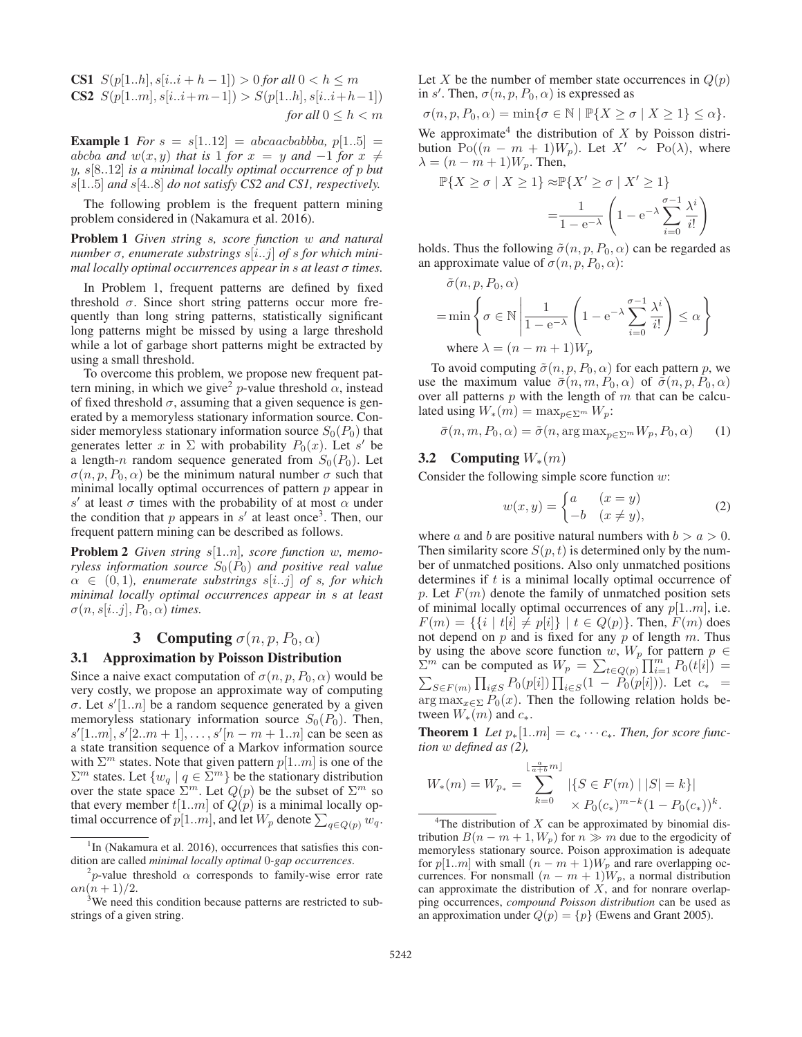**CS1** $S(p[1..h], s[i..i+h-1]) > 0$ *for all* $0 < h \le m$

**CS2** $S(p[1..m], s[i..i+m-1]) > S(p[1..h], s[i..i+h-1])$ *for all* $0 \le h < m$

**Example 1** *For* $s = s[1..12] = abcaacbabbba$, $p[1..5] = abcba$ *and* $w(x, y)$ *that is* 1 *for* $x = y$ *and* $-1$ *for* $x \neq y$, $s[8..12]$ *is a minimal locally optimal occurrence of* $p$ *but* $s[1..5]$ *and* $s[4..8]$ *do not satisfy CS2 and CS1, respectively.*

The following problem is the frequent pattern mining problem considered in (Nakamura et al. 2016).

**Problem 1** *Given string* $s$*, score function* $w$ *and natural number* $\sigma$*, enumerate substrings* $s[i..j]$ *of* $s$ *for which minimal locally optimal occurrences appear in* $s$ *at least* $\sigma$ *times.*

In Problem 1, frequent patterns are defined by fixed threshold $\sigma$. Since short string patterns occur more frequently than long string patterns, statistically significant long patterns might be missed by using a large threshold while a lot of garbage short patterns might be extracted by using a small threshold.

To overcome this problem, we propose new frequent pattern mining, in which we give[2] $p$-value threshold $\alpha$, instead of fixed threshold $\sigma$, assuming that a given sequence is generated by a memoryless stationary information source. Consider memoryless stationary information source $S_0(P_0)$ that generates letter $x$ in $\Sigma$ with probability $P_0(x)$. Let $s'$ be a length-$n$ random sequence generated from $S_0(P_0)$. Let $\sigma(n, p, P_0, \alpha)$ be the minimum natural number $\sigma$ such that minimal locally optimal occurrences of pattern $p$ appear in $s'$ at least $\sigma$ times with the probability of at most $\alpha$ under the condition that $p$ appears in $s'$ at least once[3]. Then, our frequent pattern mining can be described as follows.

**Problem 2** *Given string* $s[1..n]$*, score function* $w$*, memoryless information source* $S_0(P_0)$ *and positive real value* $\alpha \in (0, 1)$*, enumerate substrings* $s[i..j]$ *of* $s$*, for which minimal locally optimal occurrences appear in* $s$ *at least* $\sigma(n, s[i..j], P_0, \alpha)$ *times.*

# 3 Computing $\sigma(n, p, P_0, \alpha)$

## 3.1 Approximation by Poisson Distribution

Since a naive exact computation of $\sigma(n, p, P_0, \alpha)$ would be very costly, we propose an approximate way of computing $\sigma$. Let $s'[1..n]$ be a random sequence generated by a given memoryless stationary information source $S_0(P_0)$. Then, $s'[1..m], s'[2..m+1], \ldots, s'[n-m+1..n]$ can be seen as a state transition sequence of a Markov information source with $\Sigma^m$ states. Note that given pattern $p[1..m]$ is one of the $\Sigma^m$ states. Let $\{w_q \mid q \in \Sigma^m\}$ be the stationary distribution over the state space $\Sigma^m$. Let $Q(p)$ be the subset of $\Sigma^m$ so that every member $t[1..m]$ of $Q(p)$ is a minimal locally optimal occurrence of $p[1..m]$, and let $W_p$ denote $\sum_{q \in Q(p)} w_q$.

Let $X$ be the number of member state occurrences in $Q(p)$ in $s'$. Then, $\sigma(n, p, P_0, \alpha)$ is expressed as

$$\sigma(n, p, P_0, \alpha) = \min\{\sigma \in \mathbb{N} \mid \mathbb{P}\{X \ge \sigma \mid X \ge 1\} \le \alpha\}.$$

We approximate[4] the distribution of $X$ by Poisson distribution $\mathrm{Po}((n-m+1)W_p)$. Let $X' \sim \mathrm{Po}(\lambda)$, where $\lambda = (n-m+1)W_p$. Then,

$$\mathbb{P}\{X \ge \sigma \mid X \ge 1\} \approx \mathbb{P}\{X' \ge \sigma \mid X' \ge 1\} = \frac{1}{1-\mathrm{e}^{-\lambda}}\left(1 - \mathrm{e}^{-\lambda}\sum_{i=0}^{\sigma-1}\frac{\lambda^i}{i!}\right)$$

holds. Thus the following $\tilde{\sigma}(n, p, P_0, \alpha)$ can be regarded as an approximate value of $\sigma(n, p, P_0, \alpha)$:

$$\tilde{\sigma}(n, p, P_0, \alpha) = \min\left\{\sigma \in \mathbb{N} \,\middle|\, \frac{1}{1-\mathrm{e}^{-\lambda}}\left(1 - \mathrm{e}^{-\lambda}\sum_{i=0}^{\sigma-1}\frac{\lambda^i}{i!}\right) \le \alpha\right\}$$
$$\text{where } \lambda = (n-m+1)W_p$$

To avoid computing $\tilde{\sigma}(n, p, P_0, \alpha)$ for each pattern $p$, we use the maximum value $\bar{\sigma}(n, m, P_0, \alpha)$ of $\tilde{\sigma}(n, p, P_0, \alpha)$ over all patterns $p$ with the length of $m$ that can be calculated using $W_*(m) = \max_{p \in \Sigma^m} W_p$:

$$\bar{\sigma}(n, m, P_0, \alpha) = \tilde{\sigma}(n, \arg\max_{p \in \Sigma^m} W_p, P_0, \alpha) \quad (1)$$

## 3.2 Computing $W_*(m)$

Consider the following simple score function $w$:

$$w(x, y) = \begin{cases} a & (x = y) \\ -b & (x \neq y), \end{cases} \quad (2)$$

where $a$ and $b$ are positive natural numbers with $b > a > 0$. Then similarity score $S(p, t)$ is determined only by the number of unmatched positions. Also only unmatched positions determines if $t$ is a minimal locally optimal occurrence of $p$. Let $F(m)$ denote the family of unmatched position sets of minimal locally optimal occurrences of any $p[1..m]$, i.e. $F(m) = \{\{i \mid t[i] \neq p[i]\} \mid t \in Q(p)\}$. Then, $F(m)$ does not depend on $p$ and is fixed for any $p$ of length $m$. Thus by using the above score function $w$, $W_p$ for pattern $p \in \Sigma^m$ can be computed as $W_p = \sum_{t \in Q(p)} \prod_{i=1}^m P_0(t[i]) = \sum_{S \in F(m)} \prod_{i \notin S} P_0(p[i]) \prod_{i \in S}(1 - P_0(p[i]))$. Let $c_* = \arg\max_{x \in \Sigma} P_0(x)$. Then the following relation holds between $W_*(m)$ and $c_*$.

**Theorem 1** *Let* $p_*[1..m] = c_* \cdots c_*$*. Then, for score function* $w$ *defined as (2),*

$$W_*(m) = W_{p_*} = \sum_{k=0}^{\lfloor \frac{a}{a+b} m \rfloor} |\{S \in F(m) \mid |S| = k\}| \times P_0(c_*)^{m-k}(1 - P_0(c_*))^k.$$

---

[1] In (Nakamura et al. 2016), occurrences that satisfies this condition are called *minimal locally optimal* 0*-gap occurrences*.

[2] $p$-value threshold $\alpha$ corresponds to family-wise error rate $\alpha n(n+1)/2$.

[3] We need this condition because patterns are restricted to substrings of a given string.

[4] The distribution of $X$ can be approximated by binomial distribution $B(n-m+1, W_p)$ for $n \gg m$ due to the ergodicity of memoryless stationary source. Poison approximation is adequate for $p[1..m]$ with small $(n-m+1)W_p$ and rare overlapping occurrences. For nonsmall $(n-m+1)W_p$, a normal distribution can approximate the distribution of $X$, and for nonrare overlapping occurrences, *compound Poisson distribution* can be used as an approximation under $Q(p) = \{p\}$ (Ewens and Grant 2005).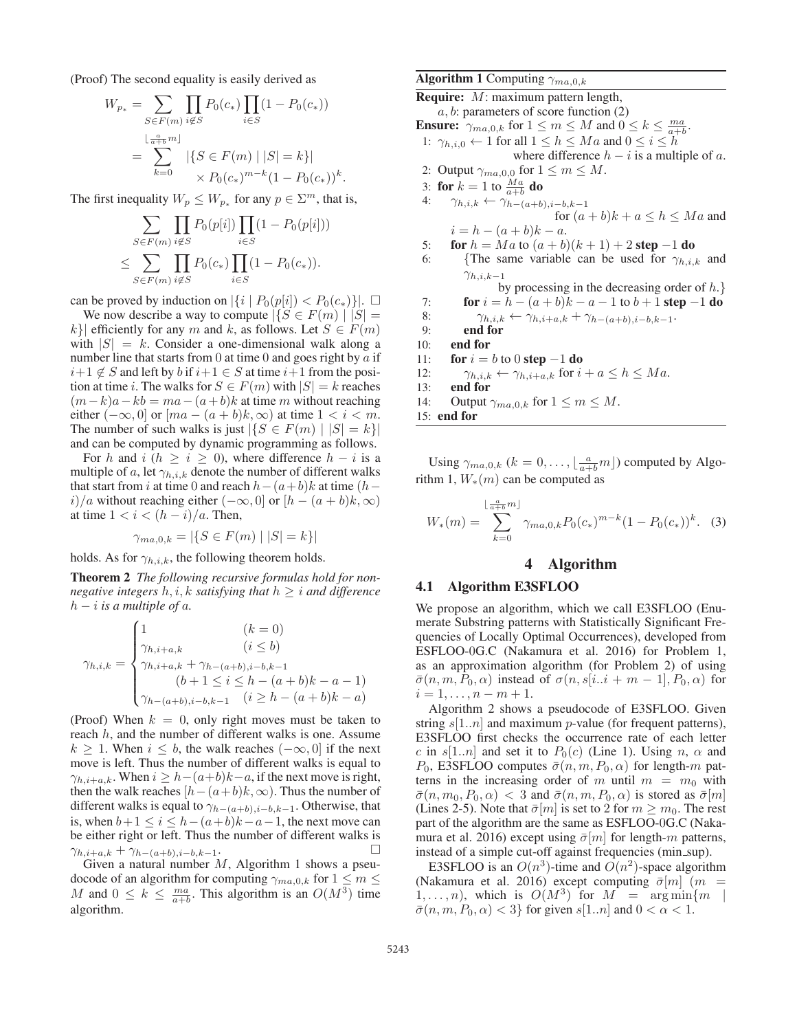(Proof) The second equality is easily derived as

$$
\begin{aligned}
W_{p_*} &= \sum_{S \in F(m)} \prod_{i \notin S} P_0(c_*) \prod_{i \in S} (1 - P_0(c_*)) \\
&= \sum_{k=0}^{\lfloor \frac{a}{a+b} m \rfloor} |\{S \in F(m) \mid |S| = k\}| \\
&\qquad \times P_0(c_*)^{m-k} (1 - P_0(c_*))^k.
\end{aligned}
$$

The first inequality $W_p \leq W_{p_*}$ for any $p \in \Sigma^m$, that is,

$$
\begin{aligned}
&\sum_{S \in F(m)} \prod_{i \notin S} P_0(p[i]) \prod_{i \in S} (1 - P_0(p[i])) \\
&\leq \sum_{S \in F(m)} \prod_{i \notin S} P_0(c_*) \prod_{i \in S} (1 - P_0(c_*)).
\end{aligned}
$$

can be proved by induction on $|\{i \mid P_0(p[i]) < P_0(c_*)\}|$. □

We now describe a way to compute $|\{S \in F(m) \mid |S| = k\}|$ efficiently for any $m$ and $k$, as follows. Let $S \in F(m)$ with $|S| = k$. Consider a one-dimensional walk along a number line that starts from 0 at time 0 and goes right by $a$ if $i+1 \notin S$ and left by $b$ if $i+1 \in S$ at time $i+1$ from the position at time $i$. The walks for $S \in F(m)$ with $|S| = k$ reaches $(m-k)a - kb = ma - (a+b)k$ at time $m$ without reaching either $(-\infty, 0]$ or $[ma - (a+b)k, \infty)$ at time $1 < i < m$. The number of such walks is just $|\{S \in F(m) \mid |S| = k\}|$ and can be computed by dynamic programming as follows.

For $h$ and $i$ ($h \geq i \geq 0$), where difference $h - i$ is a multiple of $a$, let $\gamma_{h,i,k}$ denote the number of different walks that start from $i$ at time 0 and reach $h - (a+b)k$ at time $(h-i)/a$ without reaching either $(-\infty, 0]$ or $[h - (a+b)k, \infty)$ at time $1 < i < (h-i)/a$. Then,

$$
\gamma_{ma,0,k} = |\{S \in F(m) \mid |S| = k\}|
$$

holds. As for $\gamma_{h,i,k}$, the following theorem holds.

**Theorem 2** *The following recursive formulas hold for non-negative integers $h, i, k$ satisfying that $h \geq i$ and difference $h - i$ is a multiple of $a$.*

$$
\gamma_{h,i,k} = \begin{cases} 1 & (k = 0) \\ \gamma_{h,i+a,k} & (i \leq b) \\ \gamma_{h,i+a,k} + \gamma_{h-(a+b),i-b,k-1} & \\ \qquad (b+1 \leq i \leq h - (a+b)k - a - 1) & \\ \gamma_{h-(a+b),i-b,k-1} & (i \geq h - (a+b)k - a) \end{cases}
$$

(Proof) When $k = 0$, only right moves must be taken to reach $h$, and the number of different walks is one. Assume $k \geq 1$. When $i \leq b$, the walk reaches $(-\infty, 0]$ if the next move is left. Thus the number of different walks is equal to $\gamma_{h,i+a,k}$. When $i \geq h-(a+b)k-a$, if the next move is right, then the walk reaches $[h-(a+b)k, \infty)$. Thus the number of different walks is equal to $\gamma_{h-(a+b),i-b,k-1}$. Otherwise, that is, when $b+1 \leq i \leq h-(a+b)k-a-1$, the next move can be either right or left. Thus the number of different walks is $\gamma_{h,i+a,k} + \gamma_{h-(a+b),i-b,k-1}$. □

Given a natural number $M$, Algorithm 1 shows a pseudocode of an algorithm for computing $\gamma_{ma,0,k}$ for $1 \leq m \leq M$ and $0 \leq k \leq \frac{ma}{a+b}$. This algorithm is an $O(M^3)$ time algorithm.

**Algorithm 1** Computing $\gamma_{ma,0,k}$

**Require:** $M$: maximum pattern length,
$a, b$: parameters of score function (2)
**Ensure:** $\gamma_{ma,0,k}$ for $1 \leq m \leq M$ and $0 \leq k \leq \frac{ma}{a+b}$.

1: $\gamma_{h,i,0} \leftarrow 1$ for all $1 \leq h \leq Ma$ and $0 \leq i \leq h$ where difference $h - i$ is a multiple of $a$.
2: Output $\gamma_{ma,0,0}$ for $1 \leq m \leq M$.
3: **for** $k = 1$ to $\frac{Ma}{a+b}$ **do**
4: $\quad\gamma_{h,i,k} \leftarrow \gamma_{h-(a+b),i-b,k-1}$ for $(a+b)k + a \leq h \leq Ma$ and $i = h - (a+b)k - a$.
5: $\quad$**for** $h = Ma$ to $(a+b)(k+1) + 2$ **step** $-1$ **do**
6: $\quad\quad${The same variable can be used for $\gamma_{h,i,k}$ and $\gamma_{h,i,k-1}$ by processing in the decreasing order of $h$.}
7: $\quad\quad$**for** $i = h - (a+b)k - a - 1$ to $b+1$ **step** $-1$ **do**
8: $\quad\quad\quad\gamma_{h,i,k} \leftarrow \gamma_{h,i+a,k} + \gamma_{h-(a+b),i-b,k-1}$.
9: $\quad\quad$**end for**
10: $\quad$**end for**
11: $\quad$**for** $i = b$ to $0$ **step** $-1$ **do**
12: $\quad\quad\gamma_{h,i,k} \leftarrow \gamma_{h,i+a,k}$ for $i + a \leq h \leq Ma$.
13: $\quad$**end for**
14: $\quad$Output $\gamma_{ma,0,k}$ for $1 \leq m \leq M$.
15: **end for**

Using $\gamma_{ma,0,k}$ ($k = 0, \ldots, \lfloor \frac{a}{a+b} m \rfloor$) computed by Algorithm 1, $W_*(m)$ can be computed as

$$
W_*(m) = \sum_{k=0}^{\lfloor \frac{a}{a+b} m \rfloor} \gamma_{ma,0,k} P_0(c_*)^{m-k} (1 - P_0(c_*))^k. \quad (3)
$$

# 4 Algorithm

## 4.1 Algorithm E3SFLOO

We propose an algorithm, which we call E3SFLOO (Enumerate Substring patterns with Statistically Significant Frequencies of Locally Optimal Occurrences), developed from ESFLOO-0G.C (Nakamura et al. 2016) for Problem 1, as an approximation algorithm (for Problem 2) of using $\bar{\sigma}(n, m, P_0, \alpha)$ instead of $\sigma(n, s[i..i+m-1], P_0, \alpha)$ for $i = 1, \ldots, n - m + 1$.

Algorithm 2 shows a pseudocode of E3SFLOO. Given string $s[1..n]$ and maximum $p$-value (for frequent patterns), E3SFLOO first checks the occurrence rate of each letter $c$ in $s[1..n]$ and set it to $P_0(c)$ (Line 1). Using $n$, $\alpha$ and $P_0$, E3SFLOO computes $\bar{\sigma}(n, m, P_0, \alpha)$ for length-$m$ patterns in the increasing order of $m$ until $m = m_0$ with $\bar{\sigma}(n, m_0, P_0, \alpha) < 3$ and $\bar{\sigma}(n, m, P_0, \alpha)$ is stored as $\bar{\sigma}[m]$ (Lines 2-5). Note that $\bar{\sigma}[m]$ is set to 2 for $m \geq m_0$. The rest part of the algorithm are the same as ESFLOO-0G.C (Nakamura et al. 2016) except using $\bar{\sigma}[m]$ for length-$m$ patterns, instead of a simple cut-off against frequencies (min_sup).

E3SFLOO is an $O(n^3)$-time and $O(n^2)$-space algorithm (Nakamura et al. 2016) except computing $\bar{\sigma}[m]$ ($m = 1, \ldots, n$), which is $O(M^3)$ for $M = \arg\min\{m \mid \bar{\sigma}(n, m, P_0, \alpha) < 3\}$ for given $s[1..n]$ and $0 < \alpha < 1$.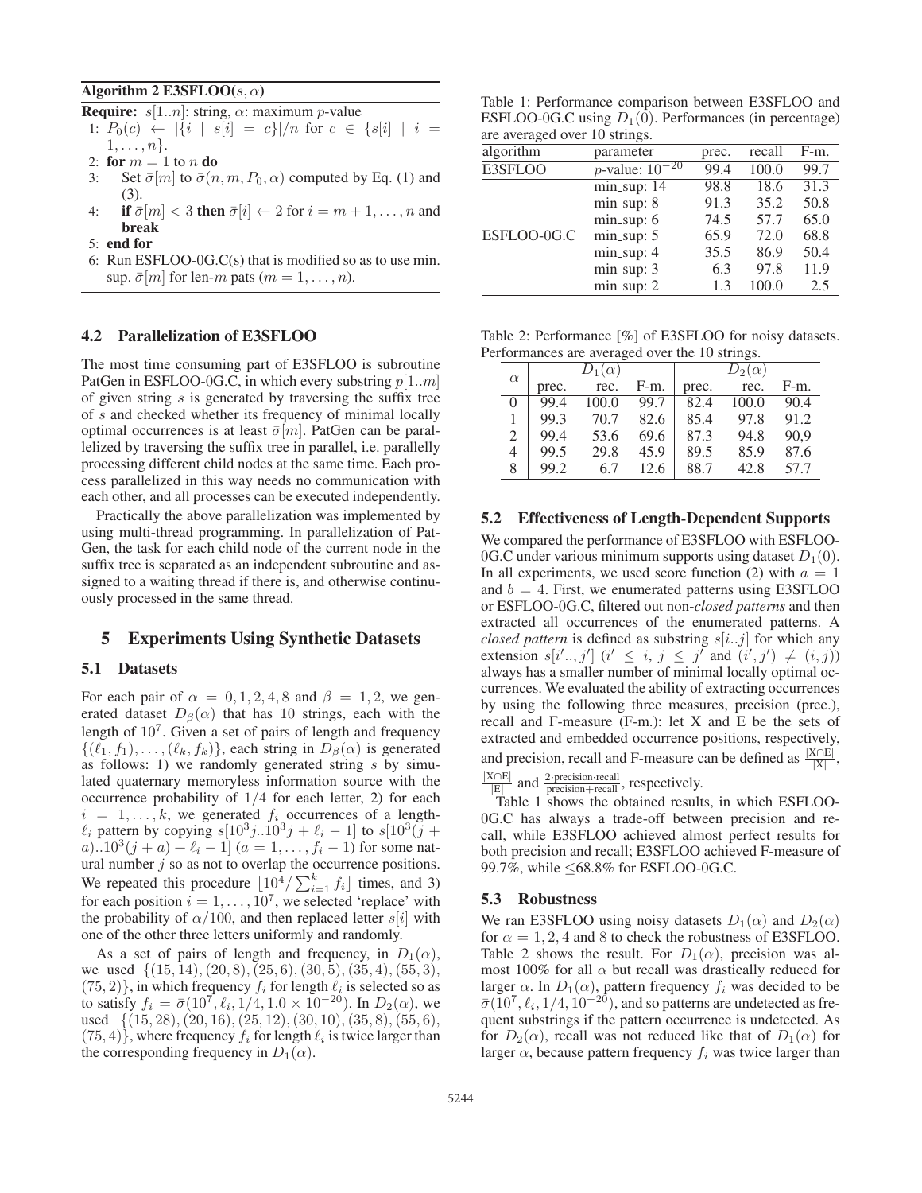**Algorithm 2 E3SFLOO($s, \alpha$)**

**Require:** $s[1..n]$: string, $\alpha$: maximum $p$-value

1: $P_0(c) \leftarrow |\{i \mid s[i] = c\}|/n$ for $c \in \{s[i] \mid i = 1, \ldots, n\}$.
2: **for** $m = 1$ to $n$ **do**
3: Set $\bar{\sigma}[m]$ to $\bar{\sigma}(n, m, P_0, \alpha)$ computed by Eq. (1) and (3).
4: **if** $\bar{\sigma}[m] < 3$ **then** $\bar{\sigma}[i] \leftarrow 2$ for $i = m+1, \ldots, n$ and **break**
5: **end for**
6: Run ESFLOO-0G.C($s$) that is modified so as to use min. sup. $\bar{\sigma}[m]$ for len-$m$ pats ($m = 1, \ldots, n$).

### 4.2 Parallelization of E3SFLOO

The most time consuming part of E3SFLOO is subroutine PatGen in ESFLOO-0G.C, in which every substring $p[1..m]$ of given string $s$ is generated by traversing the suffix tree of $s$ and checked whether its frequency of minimal locally optimal occurrences is at least $\bar{\sigma}[m]$. PatGen can be parallelized by traversing the suffix tree in parallel, i.e. parallelly processing different child nodes at the same time. Each process parallelized in this way needs no communication with each other, and all processes can be executed independently.

Practically the above parallelization was implemented by using multi-thread programming. In parallelization of PatGen, the task for each child node of the current node in the suffix tree is separated as an independent subroutine and assigned to a waiting thread if there is, and otherwise continuously processed in the same thread.

## 5 Experiments Using Synthetic Datasets

### 5.1 Datasets

For each pair of $\alpha = 0, 1, 2, 4, 8$ and $\beta = 1, 2$, we generated dataset $D_\beta(\alpha)$ that has 10 strings, each with the length of $10^7$. Given a set of pairs of length and frequency $\{(\ell_1, f_1), \ldots, (\ell_k, f_k)\}$, each string in $D_\beta(\alpha)$ is generated as follows: 1) we randomly generated string $s$ by simulated quaternary memoryless information source with the occurrence probability of $1/4$ for each letter, 2) for each $i = 1, \ldots, k$, we generated $f_i$ occurrences of a length-$\ell_i$ pattern by copying $s[10^3 j..10^3 j + \ell_i - 1]$ to $s[10^3(j+a)..10^3(j+a) + \ell_i - 1]$ ($a = 1, \ldots, f_i - 1$) for some natural number $j$ so as not to overlap the occurrence positions. We repeated this procedure $\lfloor 10^4 / \sum_{i=1}^{k} f_i \rfloor$ times, and 3) for each position $i = 1, \ldots, 10^7$, we selected 'replace' with the probability of $\alpha/100$, and then replaced letter $s[i]$ with one of the other three letters uniformly and randomly.

As a set of pairs of length and frequency, in $D_1(\alpha)$, we used $\{(15, 14), (20, 8), (25, 6), (30, 5), (35, 4), (55, 3), (75, 2)\}$, in which frequency $f_i$ for length $\ell_i$ is selected so as to satisfy $f_i = \bar{\sigma}(10^7, \ell_i, 1/4, 1.0 \times 10^{-20})$. In $D_2(\alpha)$, we used $\{(15, 28), (20, 16), (25, 12), (30, 10), (35, 8), (55, 6), (75, 4)\}$, where frequency $f_i$ for length $\ell_i$ is twice larger than the corresponding frequency in $D_1(\alpha)$.

Table 1: Performance comparison between E3SFLOO and ESFLOO-0G.C using $D_1(0)$. Performances (in percentage) are averaged over 10 strings.

| algorithm | parameter | prec. | recall | F-m. |
|---|---|---|---|---|
| E3SFLOO | $p$-value: $10^{-20}$ | 99.4 | 100.0 | 99.7 |
| ESFLOO-0G.C | min_sup: 14 | 98.8 | 18.6 | 31.3 |
| | min_sup: 8 | 91.3 | 35.2 | 50.8 |
| | min_sup: 6 | 74.5 | 57.7 | 65.0 |
| | min_sup: 5 | 65.9 | 72.0 | 68.8 |
| | min_sup: 4 | 35.5 | 86.9 | 50.4 |
| | min_sup: 3 | 6.3 | 97.8 | 11.9 |
| | min_sup: 2 | 1.3 | 100.0 | 2.5 |

Table 2: Performance [%] of E3SFLOO for noisy datasets. Performances are averaged over the 10 strings.

| $\alpha$ | $D_1(\alpha)$ | | | $D_2(\alpha)$ | | |
|---|---|---|---|---|---|---|
| | prec. | rec. | F-m. | prec. | rec. | F-m. |
| 0 | 99.4 | 100.0 | 99.7 | 82.4 | 100.0 | 90.4 |
| 1 | 99.3 | 70.7 | 82.6 | 85.4 | 97.8 | 91.2 |
| 2 | 99.4 | 53.6 | 69.6 | 87.3 | 94.8 | 90,9 |
| 4 | 99.5 | 29.8 | 45.9 | 89.5 | 85.9 | 87.6 |
| 8 | 99.2 | 6.7 | 12.6 | 88.7 | 42.8 | 57.7 |

### 5.2 Effectiveness of Length-Dependent Supports

We compared the performance of E3SFLOO with ESFLOO-0G.C under various minimum supports using dataset $D_1(0)$. In all experiments, we used score function (2) with $a = 1$ and $b = 4$. First, we enumerated patterns using E3SFLOO or ESFLOO-0G.C, filtered out non-*closed patterns* and then extracted all occurrences of the enumerated patterns. A *closed pattern* is defined as substring $s[i..j]$ for which any extension $s[i'.., j']$ ($i' \leq i$, $j \leq j'$ and $(i', j') \neq (i, j)$) always has a smaller number of minimal locally optimal occurrences. We evaluated the ability of extracting occurrences by using the following three measures, precision (prec.), recall and F-measure (F-m.): let X and E be the sets of extracted and embedded occurrence positions, respectively, and precision, recall and F-measure can be defined as $\frac{|X \cap E|}{|X|}$, $\frac{|X \cap E|}{|E|}$ and $\frac{2 \cdot \text{precision} \cdot \text{recall}}{\text{precision} + \text{recall}}$, respectively.

Table 1 shows the obtained results, in which ESFLOO-0G.C has always a trade-off between precision and recall, while E3SFLOO achieved almost perfect results for both precision and recall; E3SFLOO achieved F-measure of 99.7%, while $\leq$68.8% for ESFLOO-0G.C.

### 5.3 Robustness

We ran E3SFLOO using noisy datasets $D_1(\alpha)$ and $D_2(\alpha)$ for $\alpha = 1, 2, 4$ and 8 to check the robustness of E3SFLOO. Table 2 shows the result. For $D_1(\alpha)$, precision was almost 100% for all $\alpha$ but recall was drastically reduced for larger $\alpha$. In $D_1(\alpha)$, pattern frequency $f_i$ was decided to be $\bar{\sigma}(10^7, \ell_i, 1/4, 10^{-20})$, and so patterns are undetected as frequent substrings if the pattern occurrence is undetected. As for $D_2(\alpha)$, recall was not reduced like that of $D_1(\alpha)$ for larger $\alpha$, because pattern frequency $f_i$ was twice larger than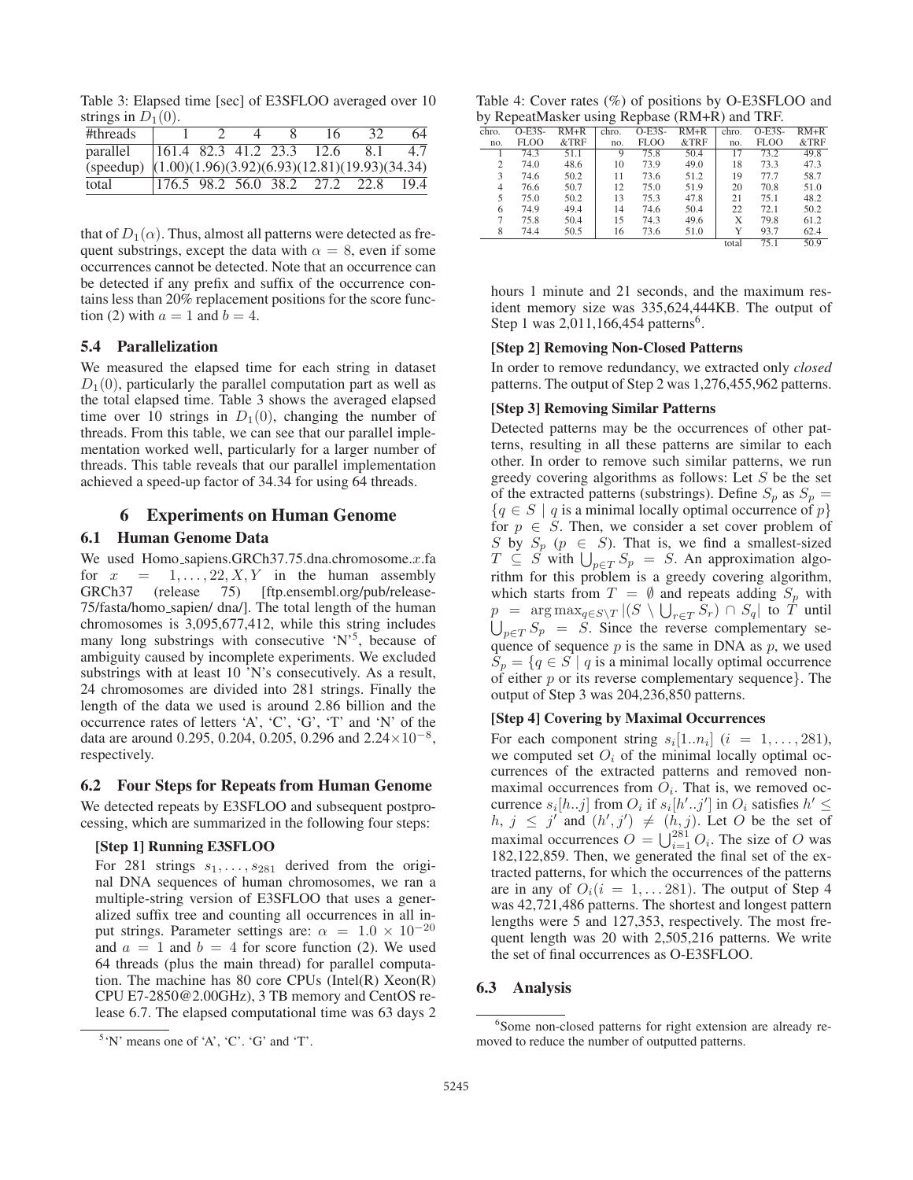Table 3: Elapsed time [sec] of E3SFLOO averaged over 10 strings in $D_1(0)$.

| #threads | 1 | 2 | 4 | 8 | 16 | 32 | 64 |
|---|---|---|---|---|---|---|---|
| parallel | 161.4 | 82.3 | 41.2 | 23.3 | 12.6 | 8.1 | 4.7 |
| (speedup) | (1.00) | (1.96) | (3.92) | (6.93) | (12.81) | (19.93) | (34.34) |
| total | 176.5 | 98.2 | 56.0 | 38.2 | 27.2 | 22.8 | 19.4 |

that of $D_1(\alpha)$. Thus, almost all patterns were detected as frequent substrings, except the data with $\alpha = 8$, even if some occurrences cannot be detected. Note that an occurrence can be detected if any prefix and suffix of the occurrence contains less than 20% replacement positions for the score function (2) with $a = 1$ and $b = 4$.

### 5.4 Parallelization

We measured the elapsed time for each string in dataset $D_1(0)$, particularly the parallel computation part as well as the total elapsed time. Table 3 shows the averaged elapsed time over 10 strings in $D_1(0)$, changing the number of threads. From this table, we can see that our parallel implementation worked well, particularly for a larger number of threads. This table reveals that our parallel implementation achieved a speed-up factor of 34.34 for using 64 threads.

## 6 Experiments on Human Genome

### 6.1 Human Genome Data

We used Homo_sapiens.GRCh37.75.dna.chromosome.$x$.fa for $x = 1, \ldots, 22, X, Y$ in the human assembly GRCh37 (release 75) [ftp.ensembl.org/pub/release-75/fasta/homo_sapien/ dna/]. The total length of the human chromosomes is 3,095,677,412, while this string includes many long substrings with consecutive 'N'[5], because of ambiguity caused by incomplete experiments. We excluded substrings with at least 10 'N's consecutively. As a result, 24 chromosomes are divided into 281 strings. Finally the length of the data we used is around 2.86 billion and the occurrence rates of letters 'A', 'C', 'G', 'T' and 'N' of the data are around 0.295, 0.204, 0.205, 0.296 and $2.24\times10^{-8}$, respectively.

### 6.2 Four Steps for Repeats from Human Genome

We detected repeats by E3SFLOO and subsequent postprocessing, which are summarized in the following four steps:

**[Step 1] Running E3SFLOO**

For 281 strings $s_1, \ldots, s_{281}$ derived from the original DNA sequences of human chromosomes, we ran a multiple-string version of E3SFLOO that uses a generalized suffix tree and counting all occurrences in all input strings. Parameter settings are: $\alpha = 1.0 \times 10^{-20}$ and $a = 1$ and $b = 4$ for score function (2). We used 64 threads (plus the main thread) for parallel computation. The machine has 80 core CPUs (Intel(R) Xeon(R) CPU E7-2850@2.00GHz), 3 TB memory and CentOS release 6.7. The elapsed computational time was 63 days 2 hours 1 minute and 21 seconds, and the maximum resident memory size was 335,624,444KB. The output of Step 1 was 2,011,166,454 patterns[6].

[5] 'N' means one of 'A', 'C'. 'G' and 'T'.

[6] Some non-closed patterns for right extension are already removed to reduce the number of outputted patterns.

Table 4: Cover rates (%) of positions by O-E3SFLOO and by RepeatMasker using Repbase (RM+R) and TRF.

| chro. no. | O-E3S-FLOO | RM+R &TRF | chro. no. | O-E3S-FLOO | RM+R &TRF | chro. no. | O-E3S-FLOO | RM+R &TRF |
|---|---|---|---|---|---|---|---|---|
| 1 | 74.3 | 51.1 | 9 | 75.8 | 50.4 | 17 | 73.2 | 49.8 |
| 2 | 74.0 | 48.6 | 10 | 73.9 | 49.0 | 18 | 73.3 | 47.3 |
| 3 | 74.6 | 50.2 | 11 | 73.6 | 51.2 | 19 | 77.7 | 58.7 |
| 4 | 76.6 | 50.7 | 12 | 75.0 | 51.9 | 20 | 70.8 | 51.0 |
| 5 | 75.0 | 50.2 | 13 | 75.3 | 47.8 | 21 | 75.1 | 48.2 |
| 6 | 74.9 | 49.4 | 14 | 74.6 | 50.4 | 22 | 72.1 | 50.2 |
| 7 | 75.8 | 50.4 | 15 | 74.3 | 49.6 | X | 79.8 | 61.2 |
| 8 | 74.4 | 50.5 | 16 | 73.6 | 51.0 | Y | 93.7 | 62.4 |
| | | | | | | total | 75.1 | 50.9 |

**[Step 2] Removing Non-Closed Patterns**

In order to remove redundancy, we extracted only *closed* patterns. The output of Step 2 was 1,276,455,962 patterns.

**[Step 3] Removing Similar Patterns**

Detected patterns may be the occurrences of other patterns, resulting in all these patterns are similar to each other. In order to remove such similar patterns, we run greedy covering algorithms as follows: Let $S$ be the set of the extracted patterns (substrings). Define $S_p$ as $S_p = \{q \in S \mid q$ is a minimal locally optimal occurrence of $p\}$ for $p \in S$. Then, we consider a set cover problem of $S$ by $S_p$ ($p \in S$). That is, we find a smallest-sized $T \subseteq S$ with $\bigcup_{p\in T} S_p = S$. An approximation algorithm for this problem is a greedy covering algorithm, which starts from $T = \emptyset$ and repeats adding $S_p$ with $p = \arg\max_{q\in S\setminus T} |(S \setminus \bigcup_{r\in T} S_r) \cap S_q|$ to $T$ until $\bigcup_{p\in T} S_p = S$. Since the reverse complementary sequence of sequence $p$ is the same in DNA as $p$, we used $S_p = \{q \in S \mid q$ is a minimal locally optimal occurrence of either $p$ or its reverse complementary sequence$\}$. The output of Step 3 was 204,236,850 patterns.

**[Step 4] Covering by Maximal Occurrences**

For each component string $s_i[1..n_i]$ ($i = 1, \ldots, 281$), we computed set $O_i$ of the minimal locally optimal occurrences of the extracted patterns and removed non-maximal occurrences from $O_i$. That is, we removed occurrence $s_i[h..j]$ from $O_i$ if $s_i[h'..j']$ in $O_i$ satisfies $h' \leq h$, $j \leq j'$ and $(h', j') \neq (h, j)$. Let $O$ be the set of maximal occurrences $O = \bigcup_{i=1}^{281} O_i$. The size of $O$ was 182,122,859. Then, we generated the final set of the extracted patterns, for which the occurrences of the patterns are in any of $O_i (i = 1, \ldots 281)$. The output of Step 4 was 42,721,486 patterns. The shortest and longest pattern lengths were 5 and 127,353, respectively. The most frequent length was 20 with 2,505,216 patterns. We write the set of final occurrences as O-E3SFLOO.

### 6.3 Analysis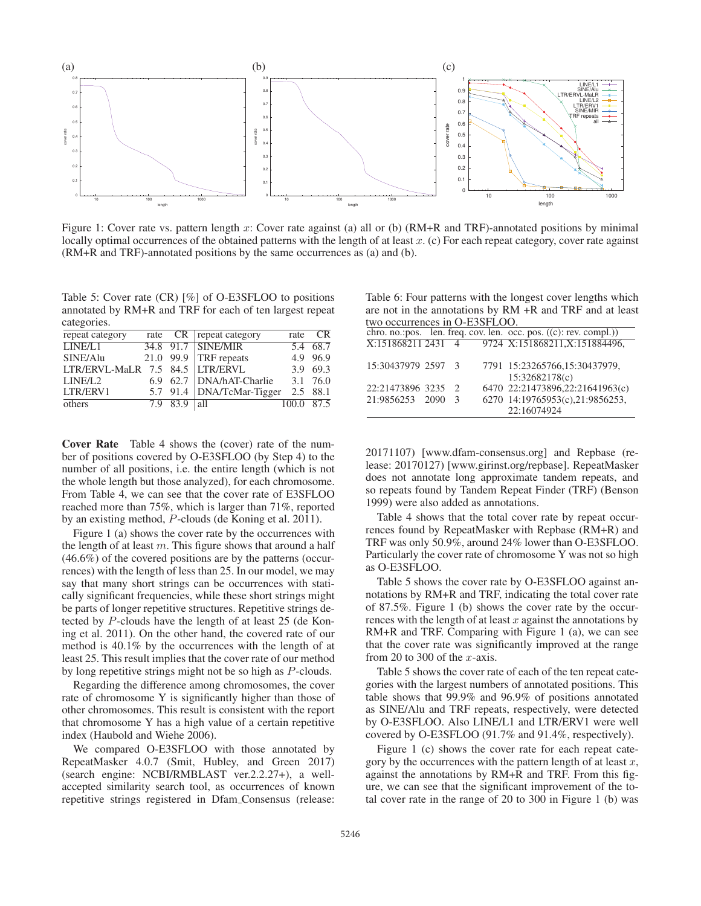Figure 1: Cover rate vs. pattern length $x$: Cover rate against (a) all or (b) (RM+R and TRF)-annotated positions by minimal locally optimal occurrences of the obtained patterns with the length of at least $x$. (c) For each repeat category, cover rate against (RM+R and TRF)-annotated positions by the same occurrences as (a) and (b).

Table 5: Cover rate (CR) [%] of O-E3SFLOO to positions annotated by RM+R and TRF for each of ten largest repeat categories.

| repeat category | rate | CR | repeat category | rate | CR |
|---|---|---|---|---|---|
| LINE/L1 | 34.8 | 91.7 | SINE/MIR | 5.4 | 68.7 |
| SINE/Alu | 21.0 | 99.9 | TRF repeats | 4.9 | 96.9 |
| LTR/ERVL-MaLR | 7.5 | 84.5 | LTR/ERVL | 3.9 | 69.3 |
| LINE/L2 | 6.9 | 62.7 | DNA/hAT-Charlie | 3.1 | 76.0 |
| LTR/ERV1 | 5.7 | 91.4 | DNA/TcMar-Tigger | 2.5 | 88.1 |
| others | 7.9 | 83.9 | all | 100.0 | 87.5 |

Table 6: Four patterns with the longest cover lengths which are not in the annotations by RM +R and TRF and at least two occurrences in O-E3SFLOO.

| chro. no.:pos. | len. | freq. | cov. len. | occ. pos. ((c): rev. compl.)) |
|---|---|---|---|---|
| X:151868211 | 2431 | 4 | 9724 | X:151868211,X:151884496, |
| 15:30437979 | 2597 | 3 | 7791 | 15:23265766,15:30437979, 15:32682178(c) |
| 22:21473896 | 3235 | 2 | 6470 | 22:21473896,22:21641963(c) |
| 21:9856253 | 2090 | 3 | 6270 | 14:19765953(c),21:9856253, 22:16074924 |

**Cover Rate** Table 4 shows the (cover) rate of the number of positions covered by O-E3SFLOO (by Step 4) to the number of all positions, i.e. the entire length (which is not the whole length but those analyzed), for each chromosome. From Table 4, we can see that the cover rate of E3SFLOO reached more than 75%, which is larger than 71%, reported by an existing method, $P$-clouds (de Koning et al. 2011).

Figure 1 (a) shows the cover rate by the occurrences with the length of at least $m$. This figure shows that around a half (46.6%) of the covered positions are by the patterns (occurrences) with the length of less than 25. In our model, we may say that many short strings can be occurrences with statically significant frequencies, while these short strings might be parts of longer repetitive structures. Repetitive strings detected by $P$-clouds have the length of at least 25 (de Koning et al. 2011). On the other hand, the covered rate of our method is 40.1% by the occurrences with the length of at least 25. This result implies that the cover rate of our method by long repetitive strings might not be so high as $P$-clouds.

Regarding the difference among chromosomes, the cover rate of chromosome Y is significantly higher than those of other chromosomes. This result is consistent with the report that chromosome Y has a high value of a certain repetitive index (Haubold and Wiehe 2006).

We compared O-E3SFLOO with those annotated by RepeatMasker 4.0.7 (Smit, Hubley, and Green 2017) (search engine: NCBI/RMBLAST ver.2.2.27+), a well-accepted similarity search tool, as occurrences of known repetitive strings registered in Dfam_Consensus (release: 20171107) [www.dfam-consensus.org] and Repbase (release: 20170127) [www.girinst.org/repbase]. RepeatMasker does not annotate long approximate tandem repeats, and so repeats found by Tandem Repeat Finder (TRF) (Benson 1999) were also added as annotations.

Table 4 shows that the total cover rate by repeat occurrences found by RepeatMasker with Repbase (RM+R) and TRF was only 50.9%, around 24% lower than O-E3SFLOO. Particularly the cover rate of chromosome Y was not so high as O-E3SFLOO.

Table 5 shows the cover rate by O-E3SFLOO against annotations by RM+R and TRF, indicating the total cover rate of 87.5%. Figure 1 (b) shows the cover rate by the occurrences with the length of at least $x$ against the annotations by RM+R and TRF. Comparing with Figure 1 (a), we can see that the cover rate was significantly improved at the range from 20 to 300 of the $x$-axis.

Table 5 shows the cover rate of each of the ten repeat categories with the largest numbers of annotated positions. This table shows that 99.9% and 96.9% of positions annotated as SINE/Alu and TRF repeats, respectively, were detected by O-E3SFLOO. Also LINE/L1 and LTR/ERV1 were well covered by O-E3SFLOO (91.7% and 91.4%, respectively).

Figure 1 (c) shows the cover rate for each repeat category by the occurrences with the pattern length of at least $x$, against the annotations by RM+R and TRF. From this figure, we can see that the significant improvement of the total cover rate in the range of 20 to 300 in Figure 1 (b) was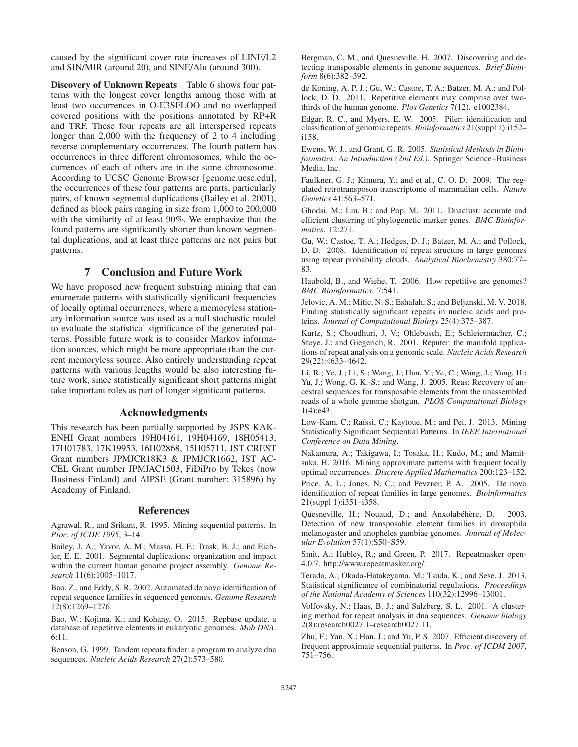caused by the significant cover rate increases of LINE/L2 and SIN/MIR (around 20), and SINE/Alu (around 300).

**Discovery of Unknown Repeats** Table 6 shows four patterns with the longest cover lengths among those with at least two occurrences in O-E3SFLOO and no overlapped covered positions with the positions annotated by RP+R and TRF. These four repeats are all interspersed repeats longer than 2,000 with the frequency of 2 to 4 including reverse complementary occurrences. The fourth pattern has occurrences in three different chromosomes, while the occurrences of each of others are in the same chromosome. According to UCSC Genome Browser [genome.ucsc.edu], the occurrences of these four patterns are parts, particularly pairs, of known segmental duplications (Bailey et al. 2001), defined as block pairs ranging in size from 1,000 to 200,000 with the similarity of at least 90%. We emphasize that the found patterns are significantly shorter than known segmental duplications, and at least three patterns are not pairs but patterns.

## 7 Conclusion and Future Work

We have proposed new frequent substring mining that can enumerate patterns with statistically significant frequencies of locally optimal occurrences, where a memoryless stationary information source was used as a null stochastic model to evaluate the statistical significance of the generated patterns. Possible future work is to consider Markov information sources, which might be more appropriate than the current memoryless source. Also entirely understanding repeat patterns with various lengths would be also interesting future work, since statistically significant short patterns might take important roles as part of longer significant patterns.

## Acknowledgments

This research has been partially supported by JSPS KAKENHI Grant numbers 19H04161, 19H04169, 18H05413, 17H01783, 17K19953, 16H02868, 15H05711, JST CREST Grant numbers JPMJCR18K3 & JPMJCR1662, JST ACCEL Grant number JPMJAC1503, FiDiPro by Tekes (now Business Finland) and AIPSE (Grant number: 315896) by Academy of Finland.

## References

Agrawal, R., and Srikant, R. 1995. Mining sequential patterns. In *Proc. of ICDE 1995*, 3–14.

Bailey, J. A.; Yavor, A. M.; Massa, H. F.; Trask, B. J.; and Eichler, E. E. 2001. Segmental duplications: organization and impact within the current human genome project assembly. *Genome Research* 11(6):1005–1017.

Bao, Z., and Eddy, S. R. 2002. Automated de novo identification of repeat sequence families in sequenced genomes. *Genome Research* 12(8):1269–1276.

Bao, W.; Kojima, K.; and Kohany, O. 2015. Repbase update, a database of repetitive elements in eukaryotic genomes. *Mob DNA*. 6:11.

Benson, G. 1999. Tandem repeats finder: a program to analyze dna sequences. *Nucleic Acids Research* 27(2):573–580.

Bergman, C. M., and Quesneville, H. 2007. Discovering and detecting transposable elements in genome sequences. *Brief Bioinform* 8(6):382–392.

de Koning, A. P. J.; Gu, W.; Castoe, T. A.; Batzer, M. A.; and Pollock, D. D. 2011. Repetitive elements may comprise over two-thirds of the human genome. *Plos Genetics* 7(12). e1002384.

Edgar, R. C., and Myers, E. W. 2005. Piler: identification and classification of genomic repeats. *Bioinformatics* 21(suppl 1):i152–i158.

Ewens, W. J., and Grant, G. R. 2005. *Statistical Methods in Bioinformatics: An Introduction (2nd Ed.)*. Springer Science+Business Media, Inc.

Faulkner, G. J.; Kimura, Y.; and et al., C. O. D. 2009. The regulated retrotransposon transcriptome of mammalian cells. *Nature Genetics* 41:563–571.

Ghodsi, M.; Liu, B.; and Pop, M. 2011. Dnaclust: accurate and efficient clustering of phylogenetic marker genes. *BMC Bioinformatics*. 12:271.

Gu, W.; Castoe, T. A.; Hedges, D. J.; Batzer, M. A.; and Pollock, D. D. 2008. Identification of repeat structure in large genomes using repeat probability clouds. *Analytical Biochemistry* 380:77–83.

Haubold, B., and Wiehe, T. 2006. How repetitive are genomes? *BMC Bioinformatics*. 7:541.

Jelovic, A. M.; Mitic, N. S.; Eshafah, S.; and Beljanski, M. V. 2018. Finding statistically significant repeats in nucleic acids and proteins. *Journal of Computational Biology* 25(4):375–387.

Kurtz, S.; Choudhuri, J. V.; Ohlebusch, E.; Schleiermacher, C.; Stoye, J.; and Giegerich, R. 2001. Reputer: the manifold applications of repeat analysis on a genomic scale. *Nucleic Acids Research* 29(22):4633–4642.

Li, R.; Ye, J.; Li, S.; Wang, J.; Han, Y.; Ye, C.; Wang, J.; Yang, H.; Yu, J.; Wong, G. K.-S.; and Wang, J. 2005. Reas: Recovery of ancestral sequences for transposable elements from the unassembled reads of a whole genome shotgun. *PLOS Computational Biology* 1(4):e43.

Low-Kam, C.; Raïssi, C.; Kaytoue, M.; and Pei, J. 2013. Mining Statistically Significant Sequential Patterns. In *IEEE International Conference on Data Mining*.

Nakamura, A.; Takigawa, I.; Tosaka, H.; Kudo, M.; and Mamitsuka, H. 2016. Mining approximate patterns with frequent locally optimal occurrences. *Discrete Applied Mathematics* 200:123–152.

Price, A. L.; Jones, N. C.; and Pevzner, P. A. 2005. De novo identification of repeat families in large genomes. *Bioinformatics* 21(suppl 1):i351–i358.

Quesneville, H.; Nouaud, D.; and Anxolabéhère, D. 2003. Detection of new transposable element families in drosophila melanogaster and anopheles gambiae genomes. *Journal of Molecular Evolution* 57(1):S50–S59.

Smit, A.; Hubley, R.; and Green, P. 2017. Repeatmasker open-4.0.7. http://www.repeatmasker.org/.

Terada, A.; Okada-Hatakeyama, M.; Tsuda, K.; and Sese, J. 2013. Statistical significance of combinatorial regulations. *Proceedings of the National Academy of Sciences* 110(32):12996–13001.

Volfovsky, N.; Haas, B. J.; and Salzberg, S. L. 2001. A clustering method for repeat analysis in dna sequences. *Genome biology* 2(8):research0027.1–research0027.11.

Zhu, F.; Yan, X.; Han, J.; and Yu, P. S. 2007. Efficient discovery of frequent approximate sequential patterns. In *Proc. of ICDM 2007*, 751–756.